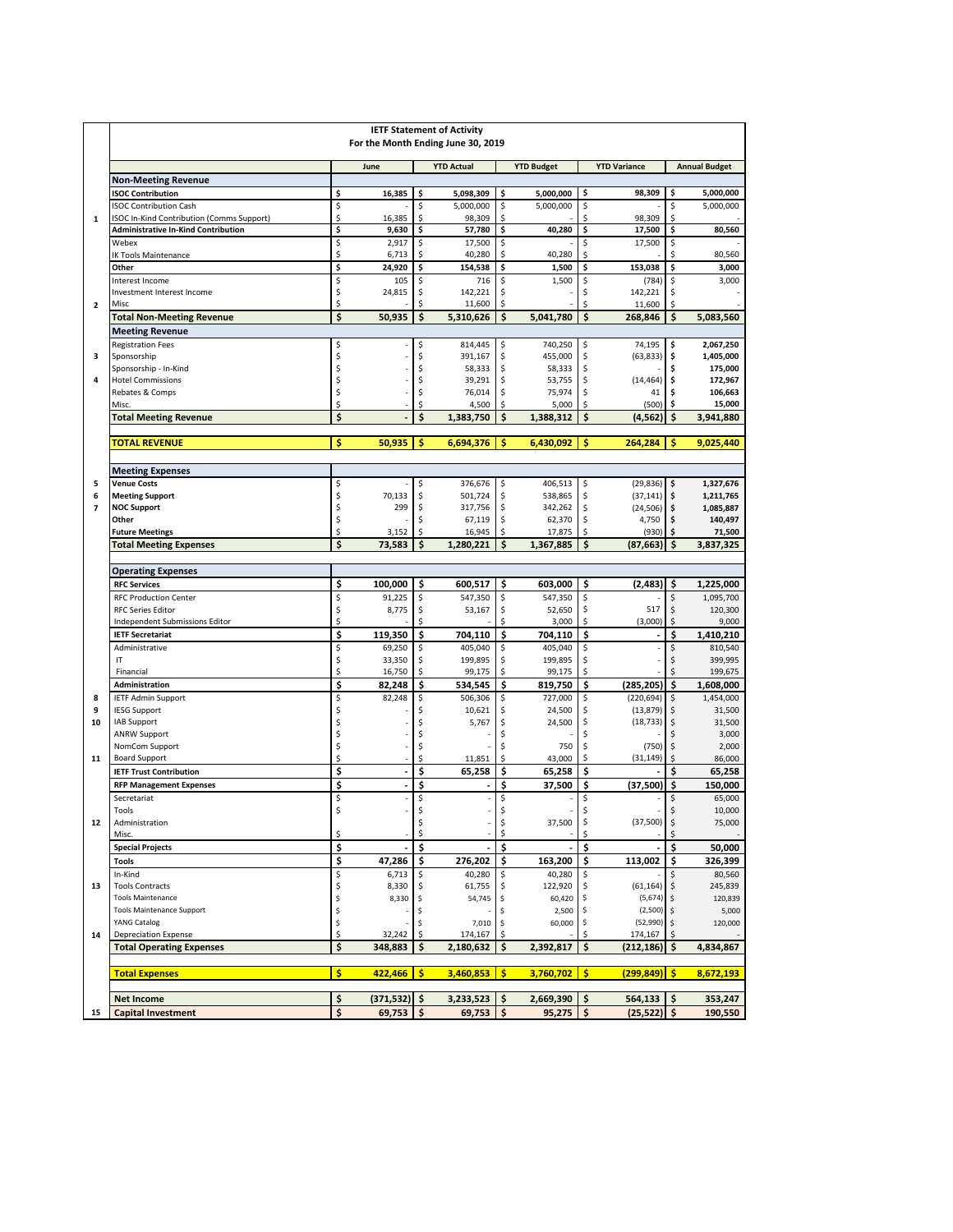# IETF Statement of Activity

**For the Month Ending June 30, 2019**

| | | June | YTD Actual | YTD Budget | YTD Variance | Annual Budget |
|---|---|---|---|---|---|---|
| | **Non-Meeting Revenue** | | | | | |
| | **ISOC Contribution** | $ 16,385 | $ 5,098,309 | $ 5,000,000 | $ 98,309 | $ 5,000,000 |
| | ISOC Contribution Cash | $ - | $ 5,000,000 | $ 5,000,000 | $ - | $ 5,000,000 |
| 1 | ISOC In-Kind Contribution (Comms Support) | $ 16,385 | $ 98,309 | $ - | $ 98,309 | $ - |
| | **Administrative In-Kind Contribution** | $ 9,630 | $ 57,780 | $ 40,280 | $ 17,500 | $ 80,560 |
| | Webex | $ 2,917 | $ 17,500 | $ - | $ 17,500 | $ - |
| | IK Tools Maintenance | $ 6,713 | $ 40,280 | $ 40,280 | $ - | $ 80,560 |
| | **Other** | $ 24,920 | $ 154,538 | $ 1,500 | $ 153,038 | $ 3,000 |
| | Interest Income | $ 105 | $ 716 | $ 1,500 | $ (784) | $ 3,000 |
| | Investment Interest Income | $ 24,815 | $ 142,221 | $ - | $ 142,221 | $ - |
| 2 | Misc | $ - | $ 11,600 | $ - | $ 11,600 | $ - |
| | **Total Non-Meeting Revenue** | $ 50,935 | $ 5,310,626 | $ 5,041,780 | $ 268,846 | $ 5,083,560 |
| | **Meeting Revenue** | | | | | |
| | Registration Fees | $ - | $ 814,445 | $ 740,250 | $ 74,195 | $ 2,067,250 |
| 3 | Sponsorship | $ - | $ 391,167 | $ 455,000 | $ (63,833) | $ 1,405,000 |
| | Sponsorship - In-Kind | $ - | $ 58,333 | $ 58,333 | $ - | $ 175,000 |
| 4 | Hotel Commissions | $ - | $ 39,291 | $ 53,755 | $ (14,464) | $ 172,967 |
| | Rebates & Comps | $ - | $ 76,014 | $ 75,974 | $ 41 | $ 106,663 |
| | Misc. | $ - | $ 4,500 | $ 5,000 | $ (500) | $ 15,000 |
| | **Total Meeting Revenue** | $ - | $ 1,383,750 | $ 1,388,312 | $ (4,562) | $ 3,941,880 |
| | **TOTAL REVENUE** | $ 50,935 | $ 6,694,376 | $ 6,430,092 | $ 264,284 | $ 9,025,440 |
| | **Meeting Expenses** | | | | | |
| 5 | **Venue Costs** | $ - | $ 376,676 | $ 406,513 | $ (29,836) | $ 1,327,676 |
| 6 | **Meeting Support** | $ 70,133 | $ 501,724 | $ 538,865 | $ (37,141) | $ 1,211,765 |
| 7 | **NOC Support** | $ 299 | $ 317,756 | $ 342,262 | $ (24,506) | $ 1,085,887 |
| | **Other** | $ - | $ 67,119 | $ 62,370 | $ 4,750 | $ 140,497 |
| | **Future Meetings** | $ 3,152 | $ 16,945 | $ 17,875 | $ (930) | $ 71,500 |
| | **Total Meeting Expenses** | $ 73,583 | $ 1,280,221 | $ 1,367,885 | $ (87,663) | $ 3,837,325 |
| | **Operating Expenses** | | | | | |
| | **RFC Services** | $ 100,000 | $ 600,517 | $ 603,000 | $ (2,483) | $ 1,225,000 |
| | RFC Production Center | $ 91,225 | $ 547,350 | $ 547,350 | $ - | $ 1,095,700 |
| | RFC Series Editor | $ 8,775 | $ 53,167 | $ 52,650 | $ 517 | $ 120,300 |
| | Independent Submissions Editor | $ - | $ - | $ 3,000 | $ (3,000) | $ 9,000 |
| | **IETF Secretariat** | $ 119,350 | $ 704,110 | $ 704,110 | $ - | $ 1,410,210 |
| | Administrative | $ 69,250 | $ 405,040 | $ 405,040 | $ - | $ 810,540 |
| | IT | $ 33,350 | $ 199,895 | $ 199,895 | $ - | $ 399,995 |
| | Financial | $ 16,750 | $ 99,175 | $ 99,175 | $ - | $ 199,675 |
| | **Administration** | $ 82,248 | $ 534,545 | $ 819,750 | $ (285,205) | $ 1,608,000 |
| 8 | IETF Admin Support | $ 82,248 | $ 506,306 | $ 727,000 | $ (220,694) | $ 1,454,000 |
| 9 | IESG Support | $ - | $ 10,621 | $ 24,500 | $ (13,879) | $ 31,500 |
| 10 | IAB Support | $ - | $ 5,767 | $ 24,500 | $ (18,733) | $ 31,500 |
| | ANRW Support | $ - | $ - | $ - | $ - | $ 3,000 |
| | NomCom Support | $ - | $ - | $ 750 | $ (750) | $ 2,000 |
| 11 | Board Support | $ - | $ 11,851 | $ 43,000 | $ (31,149) | $ 86,000 |
| | **IETF Trust Contribution** | $ - | $ 65,258 | $ 65,258 | $ - | $ 65,258 |
| | **RFP Management Expenses** | $ - | $ - | $ 37,500 | $ (37,500) | $ 150,000 |
| | Secretariat | $ - | $ - | $ - | $ - | $ 65,000 |
| | Tools | $ - | $ - | $ - | $ - | $ 10,000 |
| 12 | Administration | | $ - | $ 37,500 | $ (37,500) | $ 75,000 |
| | Misc. | $ - | $ - | $ - | $ - | $ - |
| | **Special Projects** | $ - | $ - | $ - | $ - | $ 50,000 |
| | **Tools** | $ 47,286 | $ 276,202 | $ 163,200 | $ 113,002 | $ 326,399 |
| | In-Kind | $ 6,713 | $ 40,280 | $ 40,280 | $ - | $ 80,560 |
| 13 | Tools Contracts | $ 8,330 | $ 61,755 | $ 122,920 | $ (61,164) | $ 245,839 |
| | Tools Maintenance | $ 8,330 | $ 54,745 | $ 60,420 | $ (5,674) | $ 120,839 |
| | Tools Maintenance Support | $ - | $ - | $ 2,500 | $ (2,500) | $ 5,000 |
| | YANG Catalog | $ - | $ 7,010 | $ 60,000 | $ (52,990) | $ 120,000 |
| 14 | Depreciation Expense | $ 32,242 | $ 174,167 | $ - | $ 174,167 | $ - |
| | **Total Operating Expenses** | $ 348,883 | $ 2,180,632 | $ 2,392,817 | $ (212,186) | $ 4,834,867 |
| | **Total Expenses** | $ 422,466 | $ 3,460,853 | $ 3,760,702 | $ (299,849) | $ 8,672,193 |
| | **Net Income** | $ (371,532) | $ 3,233,523 | $ 2,669,390 | $ 564,133 | $ 353,247 |
| 15 | **Capital Investment** | $ 69,753 | $ 69,753 | $ 95,275 | $ (25,522) | $ 190,550 |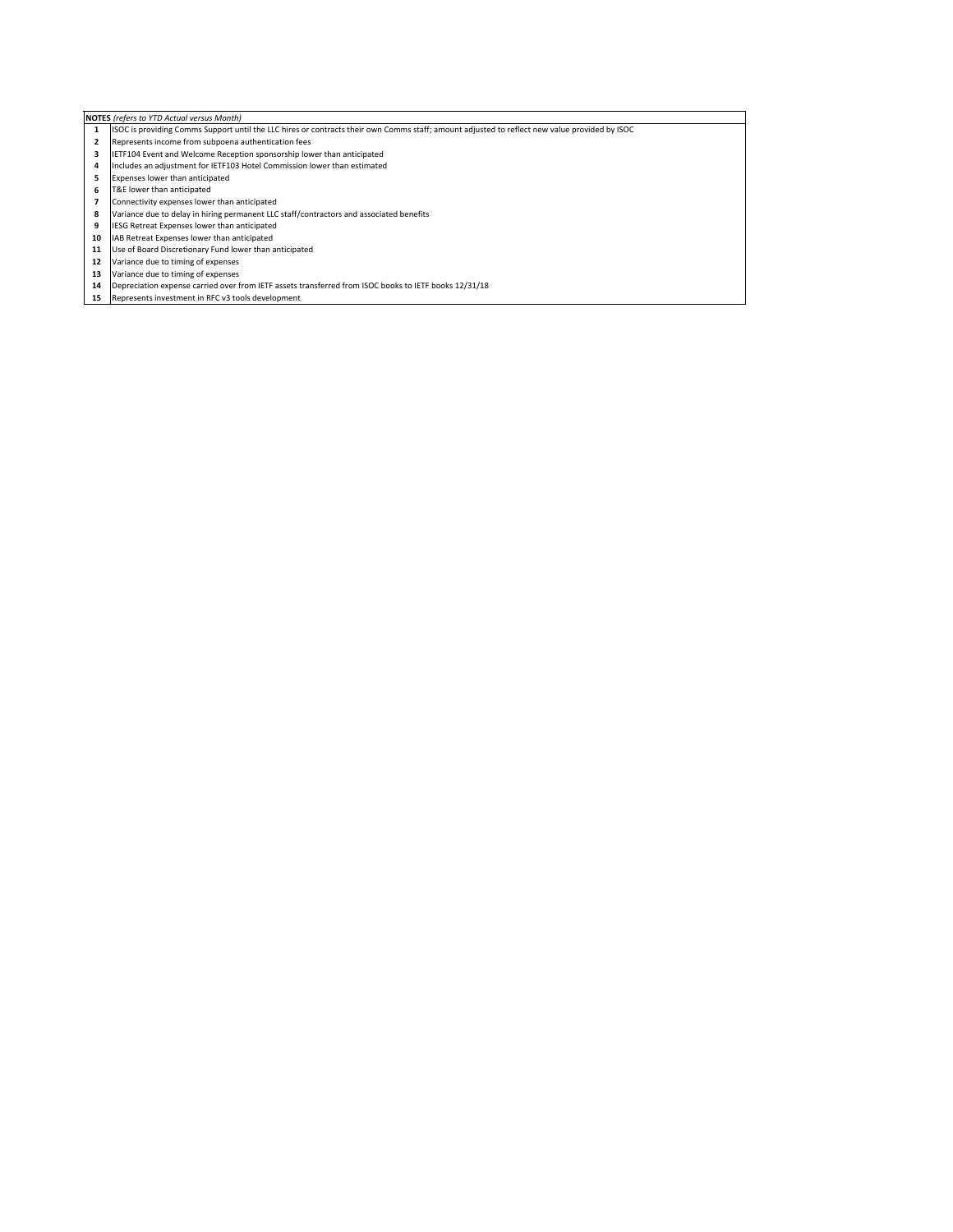| **NOTES** *(refers to YTD Actual versus Month)* | |
|---|---|
| **1** | ISOC is providing Comms Support until the LLC hires or contracts their own Comms staff; amount adjusted to reflect new value provided by ISOC |
| **2** | Represents income from subpoena authentication fees |
| **3** | IETF104 Event and Welcome Reception sponsorship lower than anticipated |
| **4** | Includes an adjustment for IETF103 Hotel Commission lower than estimated |
| **5** | Expenses lower than anticipated |
| **6** | T&E lower than anticipated |
| **7** | Connectivity expenses lower than anticipated |
| **8** | Variance due to delay in hiring permanent LLC staff/contractors and associated benefits |
| **9** | IESG Retreat Expenses lower than anticipated |
| **10** | IAB Retreat Expenses lower than anticipated |
| **11** | Use of Board Discretionary Fund lower than anticipated |
| **12** | Variance due to timing of expenses |
| **13** | Variance due to timing of expenses |
| **14** | Depreciation expense carried over from IETF assets transferred from ISOC books to IETF books 12/31/18 |
| **15** | Represents investment in RFC v3 tools development |